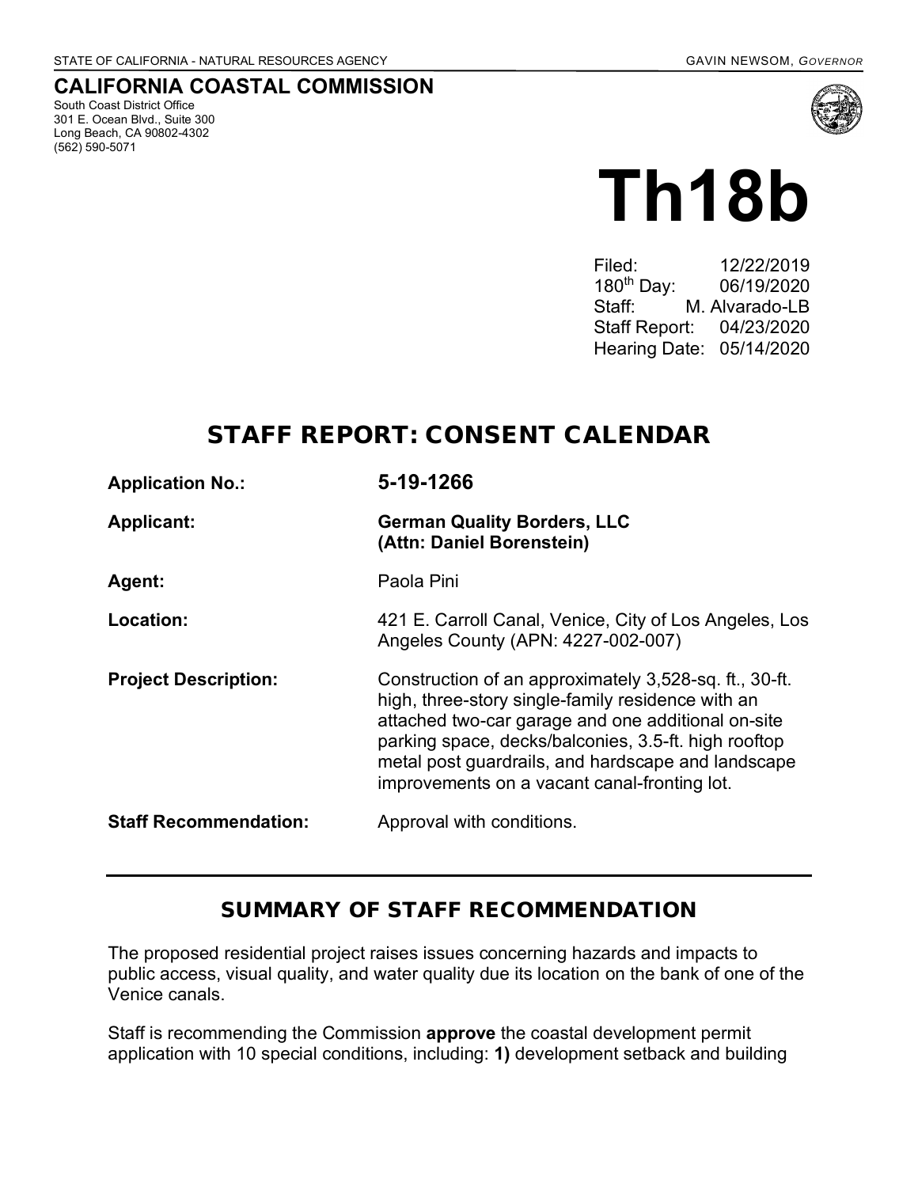STATE OF CALIFORNIA - NATURAL RESOURCES AGENCY

GAVIN NEWSOM, *GOVERNOR*

**CALIFORNIA COASTAL COMMISSION**

South Coast District Office
301 E. Ocean Blvd., Suite 300
Long Beach, CA 90802-4302
(562) 590-5071

# Th18b

Filed: 12/22/2019
180th Day: 06/19/2020
Staff: M. Alvarado-LB
Staff Report: 04/23/2020
Hearing Date: 05/14/2020

## STAFF REPORT: CONSENT CALENDAR

**Application No.:** **5-19-1266**

**Applicant:** **German Quality Borders, LLC (Attn: Daniel Borenstein)**

**Agent:** Paola Pini

**Location:** 421 E. Carroll Canal, Venice, City of Los Angeles, Los Angeles County (APN: 4227-002-007)

**Project Description:** Construction of an approximately 3,528-sq. ft., 30-ft. high, three-story single-family residence with an attached two-car garage and one additional on-site parking space, decks/balconies, 3.5-ft. high rooftop metal post guardrails, and hardscape and landscape improvements on a vacant canal-fronting lot.

**Staff Recommendation:** Approval with conditions.

## SUMMARY OF STAFF RECOMMENDATION

The proposed residential project raises issues concerning hazards and impacts to public access, visual quality, and water quality due its location on the bank of one of the Venice canals.

Staff is recommending the Commission **approve** the coastal development permit application with 10 special conditions, including: **1)** development setback and building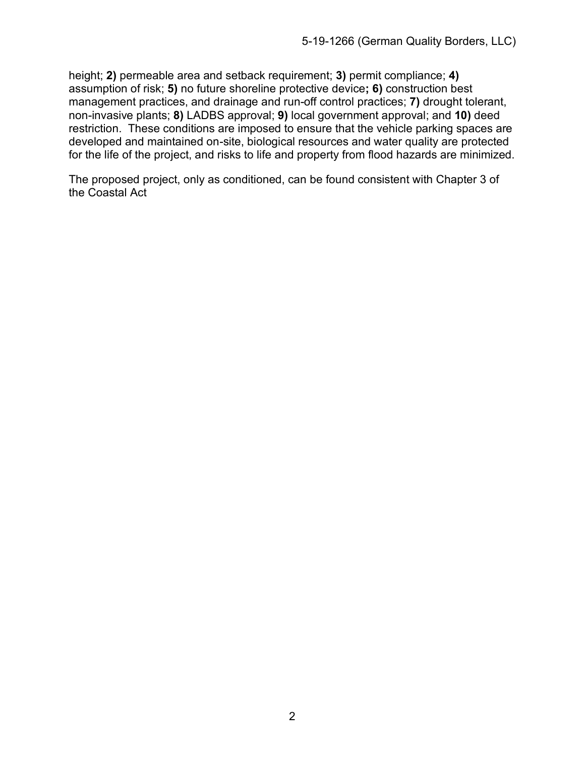height; **2)** permeable area and setback requirement; **3)** permit compliance; **4)** assumption of risk; **5)** no future shoreline protective device**; 6)** construction best management practices, and drainage and run-off control practices; **7)** drought tolerant, non-invasive plants; **8)** LADBS approval; **9)** local government approval; and **10)** deed restriction. These conditions are imposed to ensure that the vehicle parking spaces are developed and maintained on-site, biological resources and water quality are protected for the life of the project, and risks to life and property from flood hazards are minimized.

The proposed project, only as conditioned, can be found consistent with Chapter 3 of the Coastal Act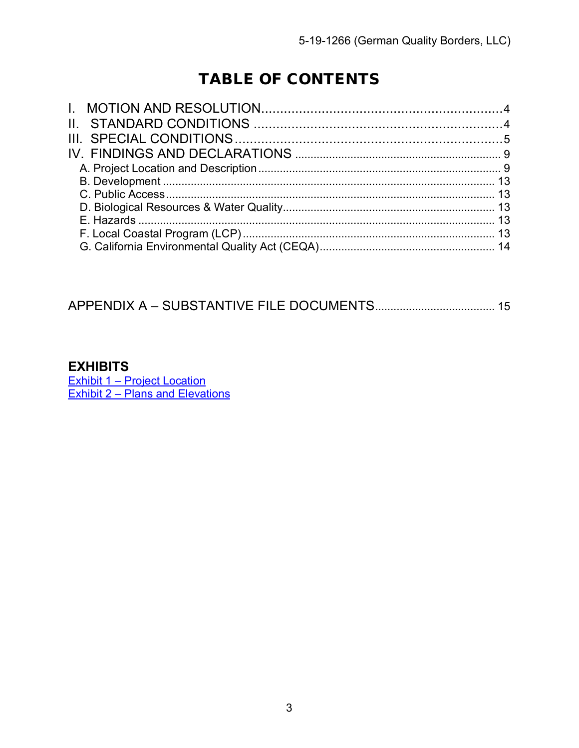# TABLE OF CONTENTS

I. MOTION AND RESOLUTION................................................................4
II. STANDARD CONDITIONS ..................................................................4
III. SPECIAL CONDITIONS.......................................................................5
IV. FINDINGS AND DECLARATIONS ................................................................. 9
- A. Project Location and Description ............................................................................... 9
- B. Development ......................................................................................................... 13
- C. Public Access ......................................................................................................... 13
- D. Biological Resources & Water Quality..................................................................... 13
- E. Hazards ................................................................................................................. 13
- F. Local Coastal Program (LCP) ................................................................................. 13
- G. California Environmental Quality Act (CEQA)......................................................... 14

APPENDIX A – SUBSTANTIVE FILE DOCUMENTS...................................... 15

**EXHIBITS**

Exhibit 1 – Project Location
Exhibit 2 – Plans and Elevations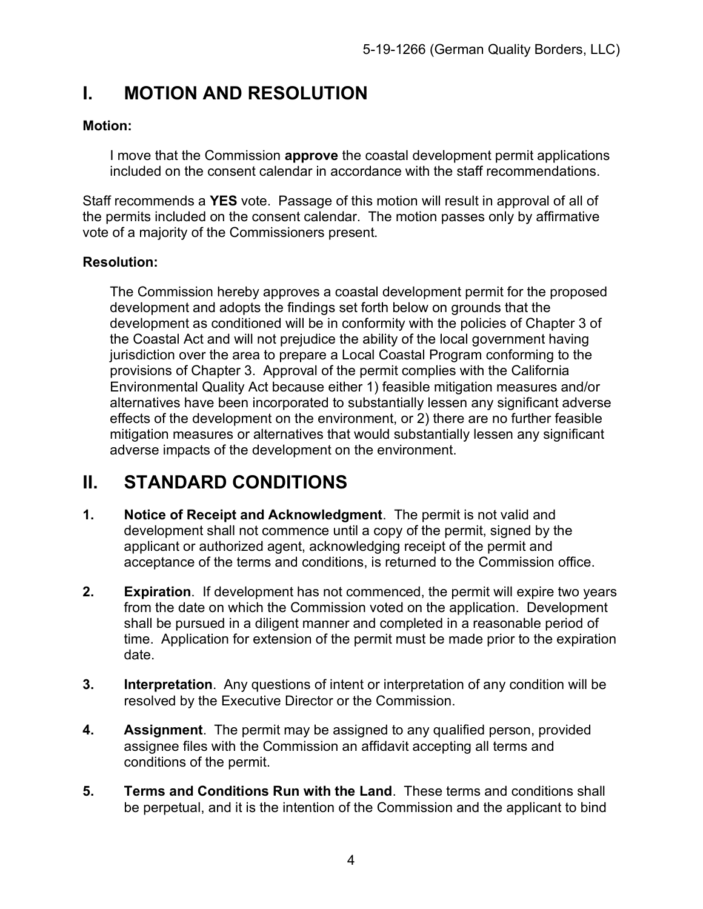# I. MOTION AND RESOLUTION

**Motion:**

I move that the Commission **approve** the coastal development permit applications included on the consent calendar in accordance with the staff recommendations.

Staff recommends a **YES** vote. Passage of this motion will result in approval of all of the permits included on the consent calendar. The motion passes only by affirmative vote of a majority of the Commissioners present.

**Resolution:**

The Commission hereby approves a coastal development permit for the proposed development and adopts the findings set forth below on grounds that the development as conditioned will be in conformity with the policies of Chapter 3 of the Coastal Act and will not prejudice the ability of the local government having jurisdiction over the area to prepare a Local Coastal Program conforming to the provisions of Chapter 3. Approval of the permit complies with the California Environmental Quality Act because either 1) feasible mitigation measures and/or alternatives have been incorporated to substantially lessen any significant adverse effects of the development on the environment, or 2) there are no further feasible mitigation measures or alternatives that would substantially lessen any significant adverse impacts of the development on the environment.

# II. STANDARD CONDITIONS

1. **Notice of Receipt and Acknowledgment**. The permit is not valid and development shall not commence until a copy of the permit, signed by the applicant or authorized agent, acknowledging receipt of the permit and acceptance of the terms and conditions, is returned to the Commission office.

2. **Expiration**. If development has not commenced, the permit will expire two years from the date on which the Commission voted on the application. Development shall be pursued in a diligent manner and completed in a reasonable period of time. Application for extension of the permit must be made prior to the expiration date.

3. **Interpretation**. Any questions of intent or interpretation of any condition will be resolved by the Executive Director or the Commission.

4. **Assignment**. The permit may be assigned to any qualified person, provided assignee files with the Commission an affidavit accepting all terms and conditions of the permit.

5. **Terms and Conditions Run with the Land**. These terms and conditions shall be perpetual, and it is the intention of the Commission and the applicant to bind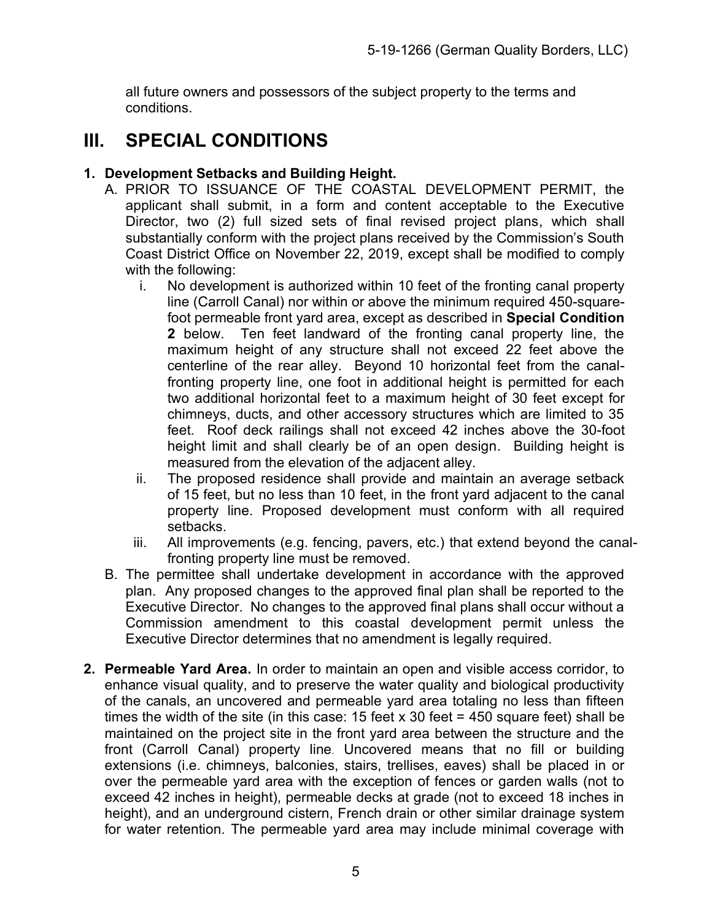all future owners and possessors of the subject property to the terms and conditions.

# III. SPECIAL CONDITIONS

**1. Development Setbacks and Building Height.**

A. PRIOR TO ISSUANCE OF THE COASTAL DEVELOPMENT PERMIT, the applicant shall submit, in a form and content acceptable to the Executive Director, two (2) full sized sets of final revised project plans, which shall substantially conform with the project plans received by the Commission's South Coast District Office on November 22, 2019, except shall be modified to comply with the following:

   i. No development is authorized within 10 feet of the fronting canal property line (Carroll Canal) nor within or above the minimum required 450-square-foot permeable front yard area, except as described in **Special Condition 2** below. Ten feet landward of the fronting canal property line, the maximum height of any structure shall not exceed 22 feet above the centerline of the rear alley. Beyond 10 horizontal feet from the canal-fronting property line, one foot in additional height is permitted for each two additional horizontal feet to a maximum height of 30 feet except for chimneys, ducts, and other accessory structures which are limited to 35 feet. Roof deck railings shall not exceed 42 inches above the 30-foot height limit and shall clearly be of an open design. Building height is measured from the elevation of the adjacent alley.

   ii. The proposed residence shall provide and maintain an average setback of 15 feet, but no less than 10 feet, in the front yard adjacent to the canal property line. Proposed development must conform with all required setbacks.

   iii. All improvements (e.g. fencing, pavers, etc.) that extend beyond the canal-fronting property line must be removed.

B. The permittee shall undertake development in accordance with the approved plan. Any proposed changes to the approved final plan shall be reported to the Executive Director. No changes to the approved final plans shall occur without a Commission amendment to this coastal development permit unless the Executive Director determines that no amendment is legally required.

**2. Permeable Yard Area.** In order to maintain an open and visible access corridor, to enhance visual quality, and to preserve the water quality and biological productivity of the canals, an uncovered and permeable yard area totaling no less than fifteen times the width of the site (in this case: 15 feet x 30 feet = 450 square feet) shall be maintained on the project site in the front yard area between the structure and the front (Carroll Canal) property line. Uncovered means that no fill or building extensions (i.e. chimneys, balconies, stairs, trellises, eaves) shall be placed in or over the permeable yard area with the exception of fences or garden walls (not to exceed 42 inches in height), permeable decks at grade (not to exceed 18 inches in height), and an underground cistern, French drain or other similar drainage system for water retention. The permeable yard area may include minimal coverage with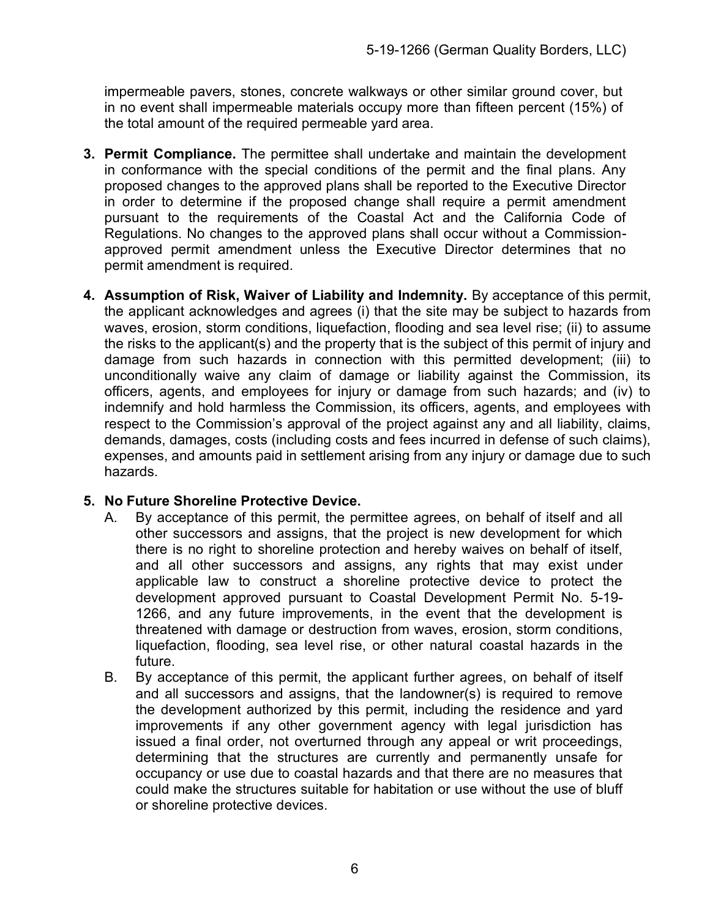impermeable pavers, stones, concrete walkways or other similar ground cover, but in no event shall impermeable materials occupy more than fifteen percent (15%) of the total amount of the required permeable yard area.

3. **Permit Compliance.** The permittee shall undertake and maintain the development in conformance with the special conditions of the permit and the final plans. Any proposed changes to the approved plans shall be reported to the Executive Director in order to determine if the proposed change shall require a permit amendment pursuant to the requirements of the Coastal Act and the California Code of Regulations. No changes to the approved plans shall occur without a Commission-approved permit amendment unless the Executive Director determines that no permit amendment is required.

4. **Assumption of Risk, Waiver of Liability and Indemnity.** By acceptance of this permit, the applicant acknowledges and agrees (i) that the site may be subject to hazards from waves, erosion, storm conditions, liquefaction, flooding and sea level rise; (ii) to assume the risks to the applicant(s) and the property that is the subject of this permit of injury and damage from such hazards in connection with this permitted development; (iii) to unconditionally waive any claim of damage or liability against the Commission, its officers, agents, and employees for injury or damage from such hazards; and (iv) to indemnify and hold harmless the Commission, its officers, agents, and employees with respect to the Commission's approval of the project against any and all liability, claims, demands, damages, costs (including costs and fees incurred in defense of such claims), expenses, and amounts paid in settlement arising from any injury or damage due to such hazards.

5. **No Future Shoreline Protective Device.**
   A. By acceptance of this permit, the permittee agrees, on behalf of itself and all other successors and assigns, that the project is new development for which there is no right to shoreline protection and hereby waives on behalf of itself, and all other successors and assigns, any rights that may exist under applicable law to construct a shoreline protective device to protect the development approved pursuant to Coastal Development Permit No. 5-19-1266, and any future improvements, in the event that the development is threatened with damage or destruction from waves, erosion, storm conditions, liquefaction, flooding, sea level rise, or other natural coastal hazards in the future.
   B. By acceptance of this permit, the applicant further agrees, on behalf of itself and all successors and assigns, that the landowner(s) is required to remove the development authorized by this permit, including the residence and yard improvements if any other government agency with legal jurisdiction has issued a final order, not overturned through any appeal or writ proceedings, determining that the structures are currently and permanently unsafe for occupancy or use due to coastal hazards and that there are no measures that could make the structures suitable for habitation or use without the use of bluff or shoreline protective devices.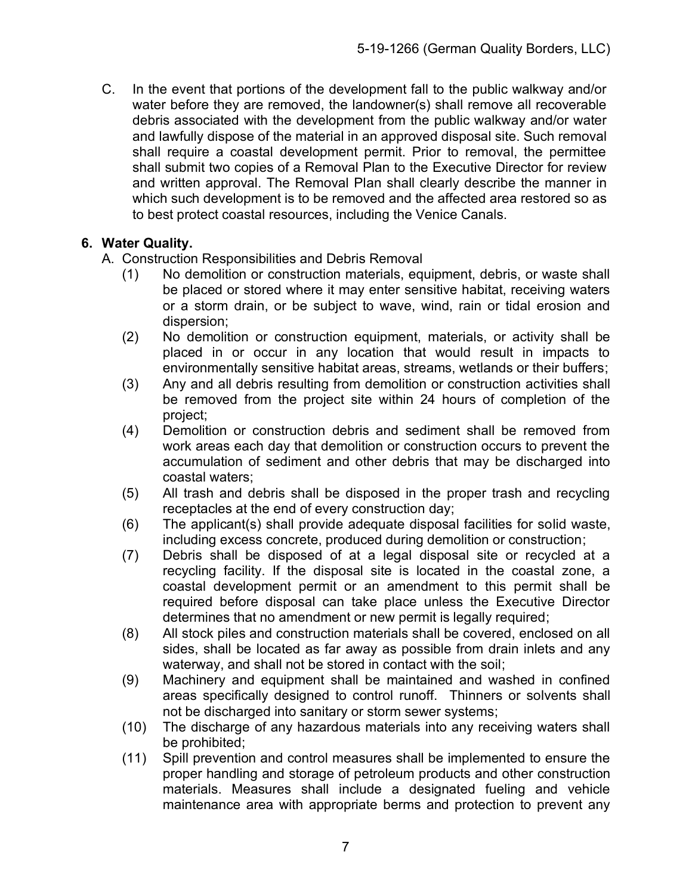C. In the event that portions of the development fall to the public walkway and/or water before they are removed, the landowner(s) shall remove all recoverable debris associated with the development from the public walkway and/or water and lawfully dispose of the material in an approved disposal site. Such removal shall require a coastal development permit. Prior to removal, the permittee shall submit two copies of a Removal Plan to the Executive Director for review and written approval. The Removal Plan shall clearly describe the manner in which such development is to be removed and the affected area restored so as to best protect coastal resources, including the Venice Canals.

**6. Water Quality.**

A. Construction Responsibilities and Debris Removal

(1) No demolition or construction materials, equipment, debris, or waste shall be placed or stored where it may enter sensitive habitat, receiving waters or a storm drain, or be subject to wave, wind, rain or tidal erosion and dispersion;

(2) No demolition or construction equipment, materials, or activity shall be placed in or occur in any location that would result in impacts to environmentally sensitive habitat areas, streams, wetlands or their buffers;

(3) Any and all debris resulting from demolition or construction activities shall be removed from the project site within 24 hours of completion of the project;

(4) Demolition or construction debris and sediment shall be removed from work areas each day that demolition or construction occurs to prevent the accumulation of sediment and other debris that may be discharged into coastal waters;

(5) All trash and debris shall be disposed in the proper trash and recycling receptacles at the end of every construction day;

(6) The applicant(s) shall provide adequate disposal facilities for solid waste, including excess concrete, produced during demolition or construction;

(7) Debris shall be disposed of at a legal disposal site or recycled at a recycling facility. If the disposal site is located in the coastal zone, a coastal development permit or an amendment to this permit shall be required before disposal can take place unless the Executive Director determines that no amendment or new permit is legally required;

(8) All stock piles and construction materials shall be covered, enclosed on all sides, shall be located as far away as possible from drain inlets and any waterway, and shall not be stored in contact with the soil;

(9) Machinery and equipment shall be maintained and washed in confined areas specifically designed to control runoff. Thinners or solvents shall not be discharged into sanitary or storm sewer systems;

(10) The discharge of any hazardous materials into any receiving waters shall be prohibited;

(11) Spill prevention and control measures shall be implemented to ensure the proper handling and storage of petroleum products and other construction materials. Measures shall include a designated fueling and vehicle maintenance area with appropriate berms and protection to prevent any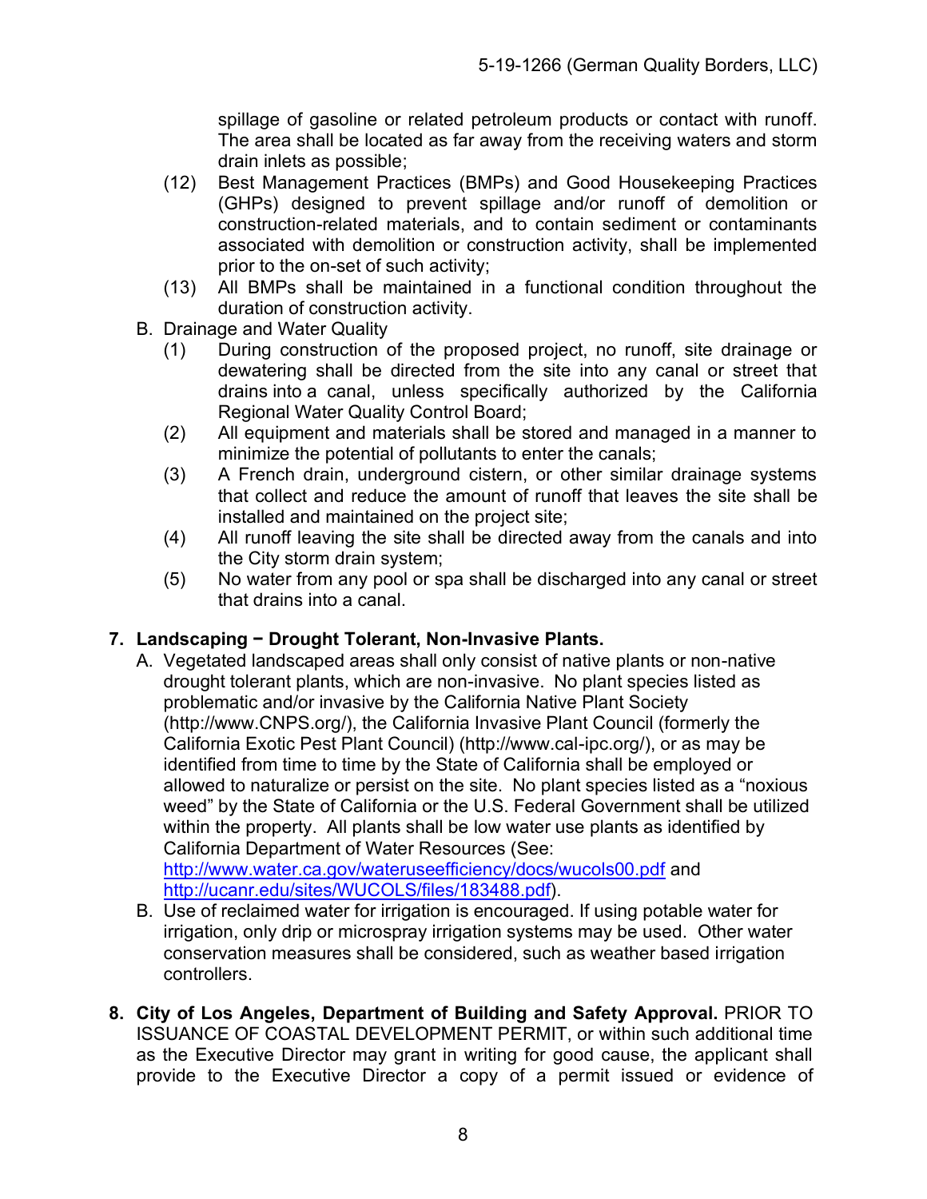spillage of gasoline or related petroleum products or contact with runoff. The area shall be located as far away from the receiving waters and storm drain inlets as possible;

(12) Best Management Practices (BMPs) and Good Housekeeping Practices (GHPs) designed to prevent spillage and/or runoff of demolition or construction-related materials, and to contain sediment or contaminants associated with demolition or construction activity, shall be implemented prior to the on-set of such activity;

(13) All BMPs shall be maintained in a functional condition throughout the duration of construction activity.

B. Drainage and Water Quality

(1) During construction of the proposed project, no runoff, site drainage or dewatering shall be directed from the site into any canal or street that drains into a canal, unless specifically authorized by the California Regional Water Quality Control Board;

(2) All equipment and materials shall be stored and managed in a manner to minimize the potential of pollutants to enter the canals;

(3) A French drain, underground cistern, or other similar drainage systems that collect and reduce the amount of runoff that leaves the site shall be installed and maintained on the project site;

(4) All runoff leaving the site shall be directed away from the canals and into the City storm drain system;

(5) No water from any pool or spa shall be discharged into any canal or street that drains into a canal.

**7. Landscaping − Drought Tolerant, Non-Invasive Plants.**

A. Vegetated landscaped areas shall only consist of native plants or non-native drought tolerant plants, which are non-invasive. No plant species listed as problematic and/or invasive by the California Native Plant Society (http://www.CNPS.org/), the California Invasive Plant Council (formerly the California Exotic Pest Plant Council) (http://www.cal-ipc.org/), or as may be identified from time to time by the State of California shall be employed or allowed to naturalize or persist on the site. No plant species listed as a "noxious weed" by the State of California or the U.S. Federal Government shall be utilized within the property. All plants shall be low water use plants as identified by California Department of Water Resources (See: http://www.water.ca.gov/wateruseefficiency/docs/wucols00.pdf and http://ucanr.edu/sites/WUCOLS/files/183488.pdf).

B. Use of reclaimed water for irrigation is encouraged. If using potable water for irrigation, only drip or microspray irrigation systems may be used. Other water conservation measures shall be considered, such as weather based irrigation controllers.

**8. City of Los Angeles, Department of Building and Safety Approval.** PRIOR TO ISSUANCE OF COASTAL DEVELOPMENT PERMIT, or within such additional time as the Executive Director may grant in writing for good cause, the applicant shall provide to the Executive Director a copy of a permit issued or evidence of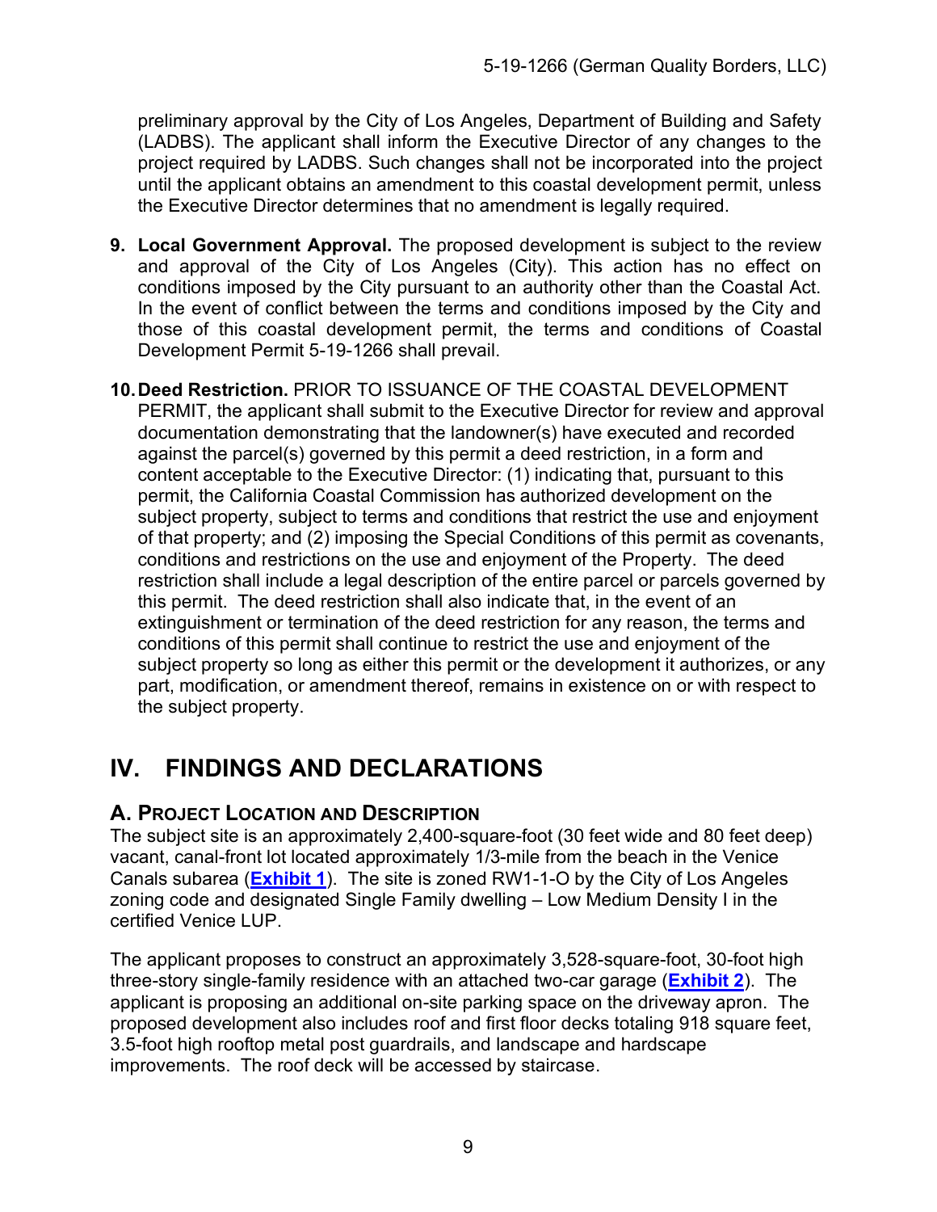preliminary approval by the City of Los Angeles, Department of Building and Safety (LADBS). The applicant shall inform the Executive Director of any changes to the project required by LADBS. Such changes shall not be incorporated into the project until the applicant obtains an amendment to this coastal development permit, unless the Executive Director determines that no amendment is legally required.

9. **Local Government Approval.** The proposed development is subject to the review and approval of the City of Los Angeles (City). This action has no effect on conditions imposed by the City pursuant to an authority other than the Coastal Act. In the event of conflict between the terms and conditions imposed by the City and those of this coastal development permit, the terms and conditions of Coastal Development Permit 5-19-1266 shall prevail.

10. **Deed Restriction.** PRIOR TO ISSUANCE OF THE COASTAL DEVELOPMENT PERMIT, the applicant shall submit to the Executive Director for review and approval documentation demonstrating that the landowner(s) have executed and recorded against the parcel(s) governed by this permit a deed restriction, in a form and content acceptable to the Executive Director: (1) indicating that, pursuant to this permit, the California Coastal Commission has authorized development on the subject property, subject to terms and conditions that restrict the use and enjoyment of that property; and (2) imposing the Special Conditions of this permit as covenants, conditions and restrictions on the use and enjoyment of the Property. The deed restriction shall include a legal description of the entire parcel or parcels governed by this permit. The deed restriction shall also indicate that, in the event of an extinguishment or termination of the deed restriction for any reason, the terms and conditions of this permit shall continue to restrict the use and enjoyment of the subject property so long as either this permit or the development it authorizes, or any part, modification, or amendment thereof, remains in existence on or with respect to the subject property.

# IV. FINDINGS AND DECLARATIONS

## A. PROJECT LOCATION AND DESCRIPTION

The subject site is an approximately 2,400-square-foot (30 feet wide and 80 feet deep) vacant, canal-front lot located approximately 1/3-mile from the beach in the Venice Canals subarea (**Exhibit 1**). The site is zoned RW1-1-O by the City of Los Angeles zoning code and designated Single Family dwelling – Low Medium Density I in the certified Venice LUP.

The applicant proposes to construct an approximately 3,528-square-foot, 30-foot high three-story single-family residence with an attached two-car garage (**Exhibit 2**). The applicant is proposing an additional on-site parking space on the driveway apron. The proposed development also includes roof and first floor decks totaling 918 square feet, 3.5-foot high rooftop metal post guardrails, and landscape and hardscape improvements. The roof deck will be accessed by staircase.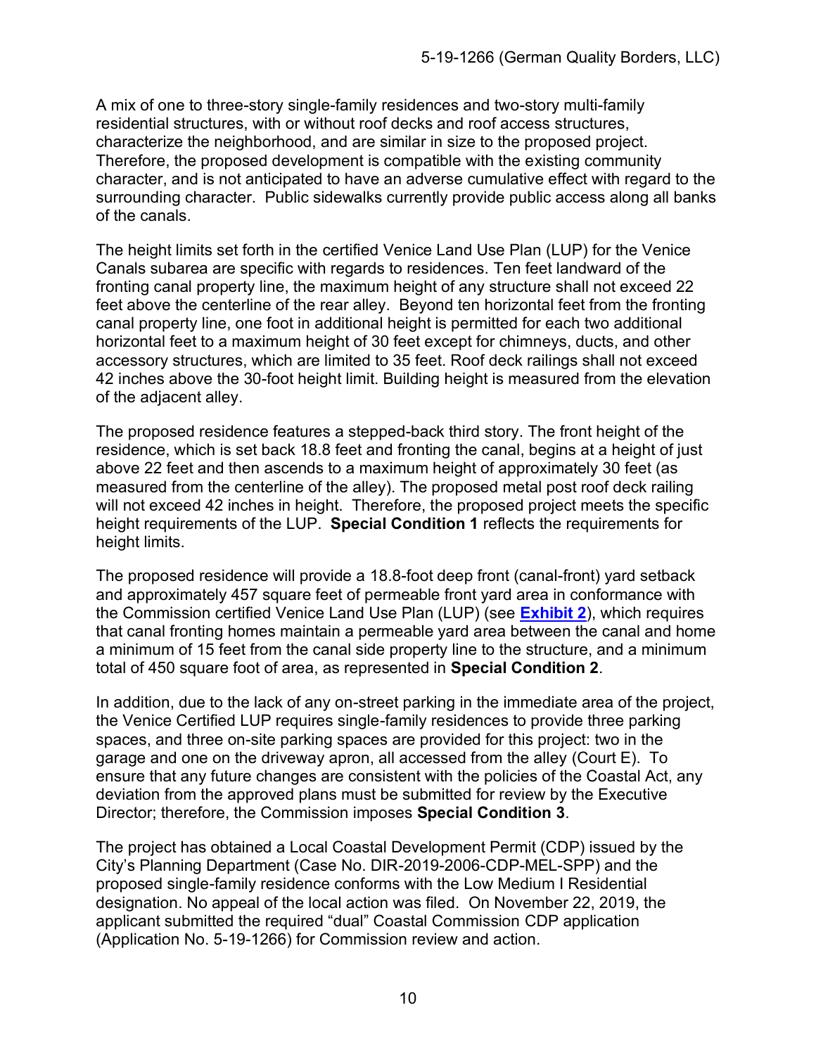A mix of one to three-story single-family residences and two-story multi-family residential structures, with or without roof decks and roof access structures, characterize the neighborhood, and are similar in size to the proposed project. Therefore, the proposed development is compatible with the existing community character, and is not anticipated to have an adverse cumulative effect with regard to the surrounding character. Public sidewalks currently provide public access along all banks of the canals.

The height limits set forth in the certified Venice Land Use Plan (LUP) for the Venice Canals subarea are specific with regards to residences. Ten feet landward of the fronting canal property line, the maximum height of any structure shall not exceed 22 feet above the centerline of the rear alley. Beyond ten horizontal feet from the fronting canal property line, one foot in additional height is permitted for each two additional horizontal feet to a maximum height of 30 feet except for chimneys, ducts, and other accessory structures, which are limited to 35 feet. Roof deck railings shall not exceed 42 inches above the 30-foot height limit. Building height is measured from the elevation of the adjacent alley.

The proposed residence features a stepped-back third story. The front height of the residence, which is set back 18.8 feet and fronting the canal, begins at a height of just above 22 feet and then ascends to a maximum height of approximately 30 feet (as measured from the centerline of the alley). The proposed metal post roof deck railing will not exceed 42 inches in height. Therefore, the proposed project meets the specific height requirements of the LUP. **Special Condition 1** reflects the requirements for height limits.

The proposed residence will provide a 18.8-foot deep front (canal-front) yard setback and approximately 457 square feet of permeable front yard area in conformance with the Commission certified Venice Land Use Plan (LUP) (see **Exhibit 2**), which requires that canal fronting homes maintain a permeable yard area between the canal and home a minimum of 15 feet from the canal side property line to the structure, and a minimum total of 450 square foot of area, as represented in **Special Condition 2**.

In addition, due to the lack of any on-street parking in the immediate area of the project, the Venice Certified LUP requires single-family residences to provide three parking spaces, and three on-site parking spaces are provided for this project: two in the garage and one on the driveway apron, all accessed from the alley (Court E). To ensure that any future changes are consistent with the policies of the Coastal Act, any deviation from the approved plans must be submitted for review by the Executive Director; therefore, the Commission imposes **Special Condition 3**.

The project has obtained a Local Coastal Development Permit (CDP) issued by the City's Planning Department (Case No. DIR-2019-2006-CDP-MEL-SPP) and the proposed single-family residence conforms with the Low Medium I Residential designation. No appeal of the local action was filed. On November 22, 2019, the applicant submitted the required "dual" Coastal Commission CDP application (Application No. 5-19-1266) for Commission review and action.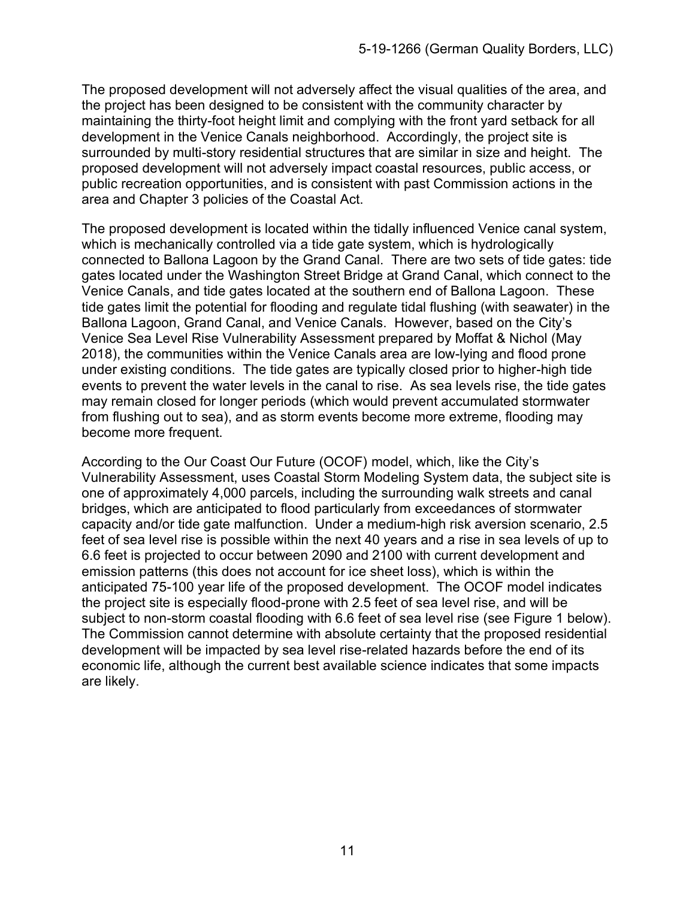The proposed development will not adversely affect the visual qualities of the area, and the project has been designed to be consistent with the community character by maintaining the thirty-foot height limit and complying with the front yard setback for all development in the Venice Canals neighborhood. Accordingly, the project site is surrounded by multi-story residential structures that are similar in size and height. The proposed development will not adversely impact coastal resources, public access, or public recreation opportunities, and is consistent with past Commission actions in the area and Chapter 3 policies of the Coastal Act.

The proposed development is located within the tidally influenced Venice canal system, which is mechanically controlled via a tide gate system, which is hydrologically connected to Ballona Lagoon by the Grand Canal. There are two sets of tide gates: tide gates located under the Washington Street Bridge at Grand Canal, which connect to the Venice Canals, and tide gates located at the southern end of Ballona Lagoon. These tide gates limit the potential for flooding and regulate tidal flushing (with seawater) in the Ballona Lagoon, Grand Canal, and Venice Canals. However, based on the City's Venice Sea Level Rise Vulnerability Assessment prepared by Moffat & Nichol (May 2018), the communities within the Venice Canals area are low-lying and flood prone under existing conditions. The tide gates are typically closed prior to higher-high tide events to prevent the water levels in the canal to rise. As sea levels rise, the tide gates may remain closed for longer periods (which would prevent accumulated stormwater from flushing out to sea), and as storm events become more extreme, flooding may become more frequent.

According to the Our Coast Our Future (OCOF) model, which, like the City's Vulnerability Assessment, uses Coastal Storm Modeling System data, the subject site is one of approximately 4,000 parcels, including the surrounding walk streets and canal bridges, which are anticipated to flood particularly from exceedances of stormwater capacity and/or tide gate malfunction. Under a medium-high risk aversion scenario, 2.5 feet of sea level rise is possible within the next 40 years and a rise in sea levels of up to 6.6 feet is projected to occur between 2090 and 2100 with current development and emission patterns (this does not account for ice sheet loss), which is within the anticipated 75-100 year life of the proposed development. The OCOF model indicates the project site is especially flood-prone with 2.5 feet of sea level rise, and will be subject to non-storm coastal flooding with 6.6 feet of sea level rise (see Figure 1 below). The Commission cannot determine with absolute certainty that the proposed residential development will be impacted by sea level rise-related hazards before the end of its economic life, although the current best available science indicates that some impacts are likely.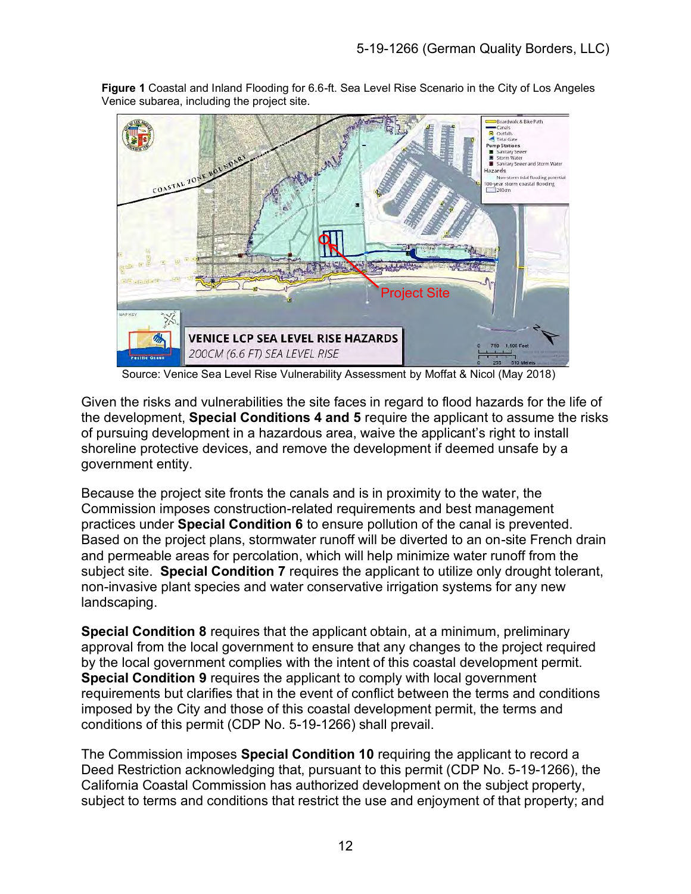**Figure 1** Coastal and Inland Flooding for 6.6-ft. Sea Level Rise Scenario in the City of Los Angeles Venice subarea, including the project site.

Source: Venice Sea Level Rise Vulnerability Assessment by Moffat & Nicol (May 2018)

Given the risks and vulnerabilities the site faces in regard to flood hazards for the life of the development, **Special Conditions 4 and 5** require the applicant to assume the risks of pursuing development in a hazardous area, waive the applicant's right to install shoreline protective devices, and remove the development if deemed unsafe by a government entity.

Because the project site fronts the canals and is in proximity to the water, the Commission imposes construction-related requirements and best management practices under **Special Condition 6** to ensure pollution of the canal is prevented. Based on the project plans, stormwater runoff will be diverted to an on-site French drain and permeable areas for percolation, which will help minimize water runoff from the subject site. **Special Condition 7** requires the applicant to utilize only drought tolerant, non-invasive plant species and water conservative irrigation systems for any new landscaping.

**Special Condition 8** requires that the applicant obtain, at a minimum, preliminary approval from the local government to ensure that any changes to the project required by the local government complies with the intent of this coastal development permit. **Special Condition 9** requires the applicant to comply with local government requirements but clarifies that in the event of conflict between the terms and conditions imposed by the City and those of this coastal development permit, the terms and conditions of this permit (CDP No. 5-19-1266) shall prevail.

The Commission imposes **Special Condition 10** requiring the applicant to record a Deed Restriction acknowledging that, pursuant to this permit (CDP No. 5-19-1266), the California Coastal Commission has authorized development on the subject property, subject to terms and conditions that restrict the use and enjoyment of that property; and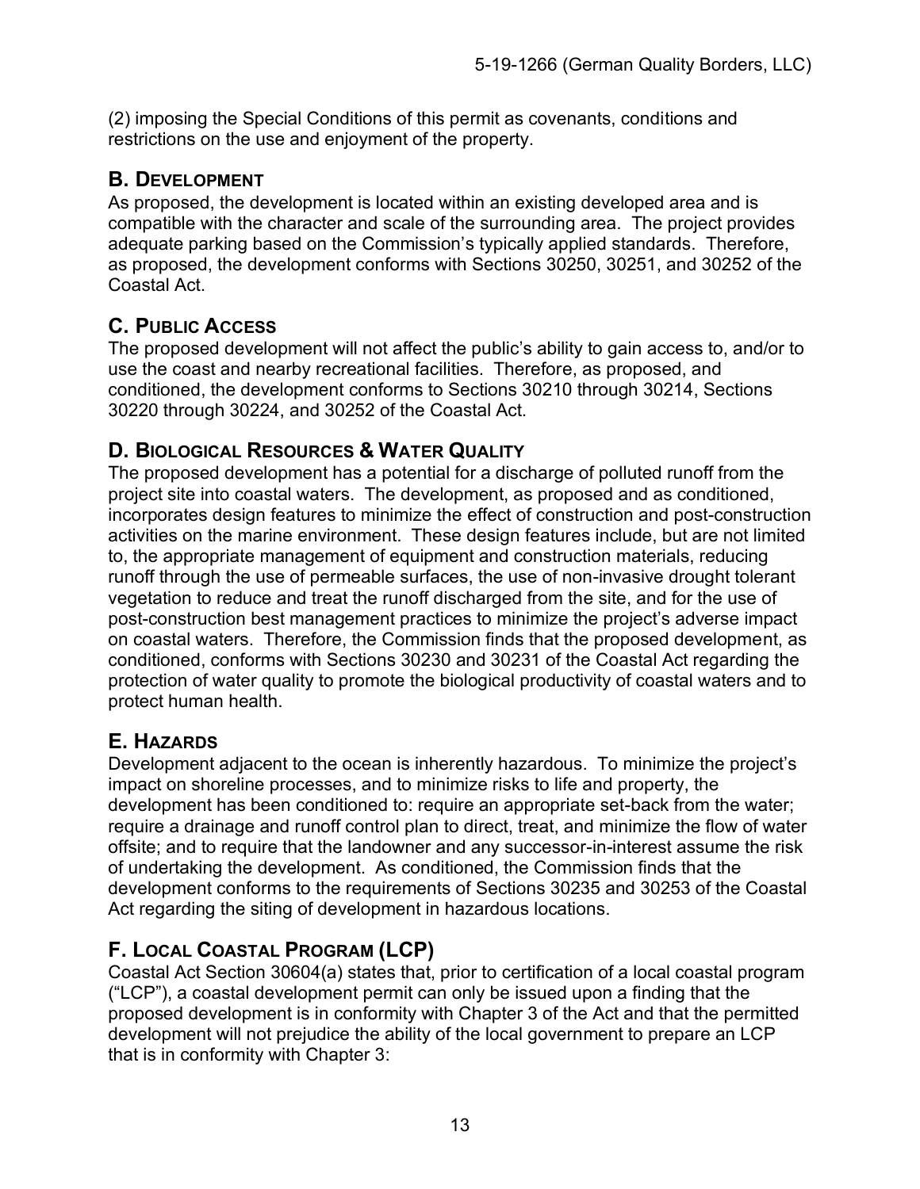(2) imposing the Special Conditions of this permit as covenants, conditions and restrictions on the use and enjoyment of the property.

## B. Development

As proposed, the development is located within an existing developed area and is compatible with the character and scale of the surrounding area. The project provides adequate parking based on the Commission's typically applied standards. Therefore, as proposed, the development conforms with Sections 30250, 30251, and 30252 of the Coastal Act.

## C. Public Access

The proposed development will not affect the public's ability to gain access to, and/or to use the coast and nearby recreational facilities. Therefore, as proposed, and conditioned, the development conforms to Sections 30210 through 30214, Sections 30220 through 30224, and 30252 of the Coastal Act.

## D. Biological Resources & Water Quality

The proposed development has a potential for a discharge of polluted runoff from the project site into coastal waters. The development, as proposed and as conditioned, incorporates design features to minimize the effect of construction and post-construction activities on the marine environment. These design features include, but are not limited to, the appropriate management of equipment and construction materials, reducing runoff through the use of permeable surfaces, the use of non-invasive drought tolerant vegetation to reduce and treat the runoff discharged from the site, and for the use of post-construction best management practices to minimize the project's adverse impact on coastal waters. Therefore, the Commission finds that the proposed development, as conditioned, conforms with Sections 30230 and 30231 of the Coastal Act regarding the protection of water quality to promote the biological productivity of coastal waters and to protect human health.

## E. Hazards

Development adjacent to the ocean is inherently hazardous. To minimize the project's impact on shoreline processes, and to minimize risks to life and property, the development has been conditioned to: require an appropriate set-back from the water; require a drainage and runoff control plan to direct, treat, and minimize the flow of water offsite; and to require that the landowner and any successor-in-interest assume the risk of undertaking the development. As conditioned, the Commission finds that the development conforms to the requirements of Sections 30235 and 30253 of the Coastal Act regarding the siting of development in hazardous locations.

## F. Local Coastal Program (LCP)

Coastal Act Section 30604(a) states that, prior to certification of a local coastal program ("LCP"), a coastal development permit can only be issued upon a finding that the proposed development is in conformity with Chapter 3 of the Act and that the permitted development will not prejudice the ability of the local government to prepare an LCP that is in conformity with Chapter 3: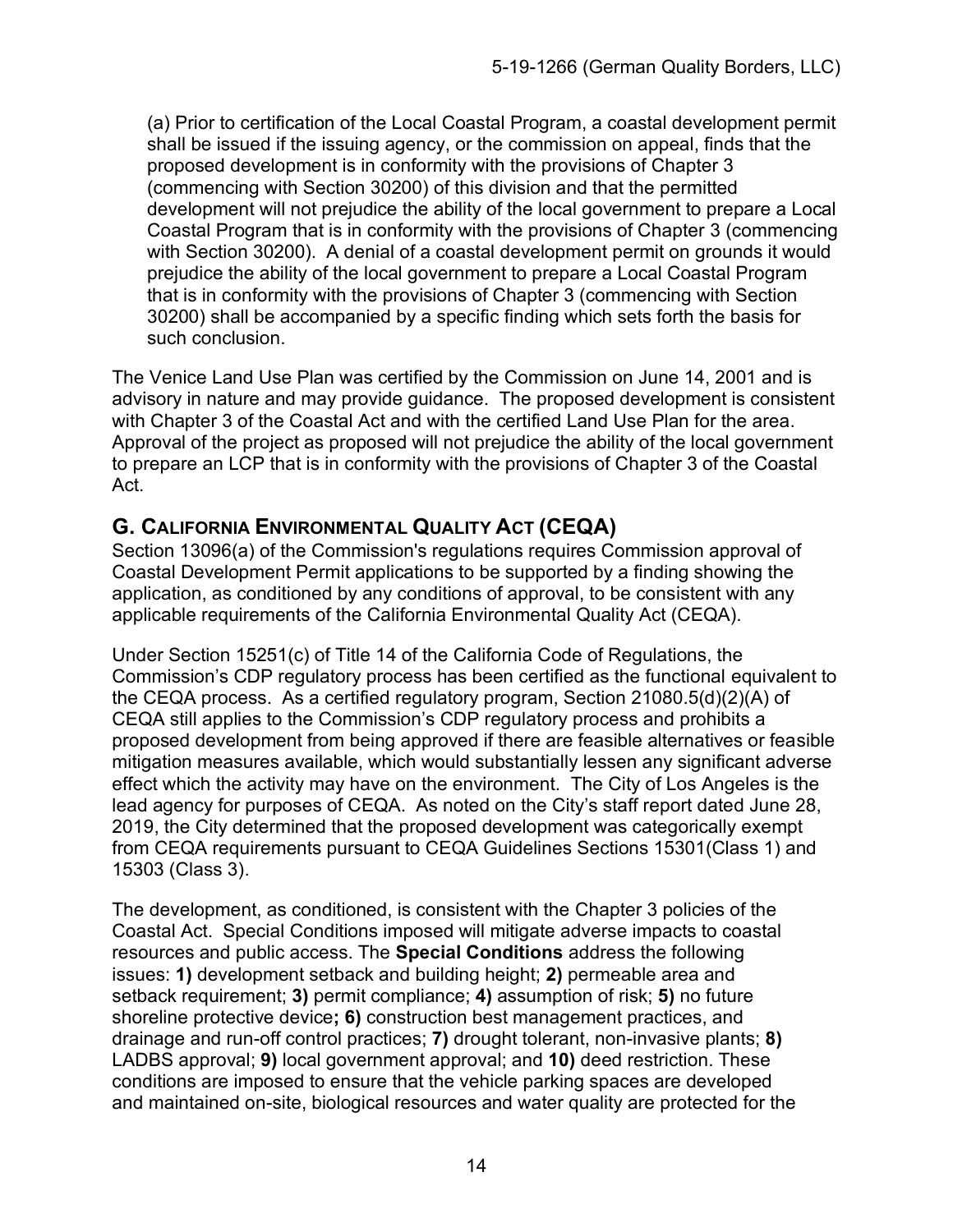(a) Prior to certification of the Local Coastal Program, a coastal development permit shall be issued if the issuing agency, or the commission on appeal, finds that the proposed development is in conformity with the provisions of Chapter 3 (commencing with Section 30200) of this division and that the permitted development will not prejudice the ability of the local government to prepare a Local Coastal Program that is in conformity with the provisions of Chapter 3 (commencing with Section 30200). A denial of a coastal development permit on grounds it would prejudice the ability of the local government to prepare a Local Coastal Program that is in conformity with the provisions of Chapter 3 (commencing with Section 30200) shall be accompanied by a specific finding which sets forth the basis for such conclusion.

The Venice Land Use Plan was certified by the Commission on June 14, 2001 and is advisory in nature and may provide guidance. The proposed development is consistent with Chapter 3 of the Coastal Act and with the certified Land Use Plan for the area. Approval of the project as proposed will not prejudice the ability of the local government to prepare an LCP that is in conformity with the provisions of Chapter 3 of the Coastal Act.

## G. CALIFORNIA ENVIRONMENTAL QUALITY ACT (CEQA)

Section 13096(a) of the Commission's regulations requires Commission approval of Coastal Development Permit applications to be supported by a finding showing the application, as conditioned by any conditions of approval, to be consistent with any applicable requirements of the California Environmental Quality Act (CEQA).

Under Section 15251(c) of Title 14 of the California Code of Regulations, the Commission's CDP regulatory process has been certified as the functional equivalent to the CEQA process. As a certified regulatory program, Section 21080.5(d)(2)(A) of CEQA still applies to the Commission's CDP regulatory process and prohibits a proposed development from being approved if there are feasible alternatives or feasible mitigation measures available, which would substantially lessen any significant adverse effect which the activity may have on the environment. The City of Los Angeles is the lead agency for purposes of CEQA. As noted on the City's staff report dated June 28, 2019, the City determined that the proposed development was categorically exempt from CEQA requirements pursuant to CEQA Guidelines Sections 15301(Class 1) and 15303 (Class 3).

The development, as conditioned, is consistent with the Chapter 3 policies of the Coastal Act. Special Conditions imposed will mitigate adverse impacts to coastal resources and public access. The **Special Conditions** address the following issues: **1)** development setback and building height; **2)** permeable area and setback requirement; **3)** permit compliance; **4)** assumption of risk; **5)** no future shoreline protective device**; 6)** construction best management practices, and drainage and run-off control practices; **7)** drought tolerant, non-invasive plants; **8)** LADBS approval; **9)** local government approval; and **10)** deed restriction. These conditions are imposed to ensure that the vehicle parking spaces are developed and maintained on-site, biological resources and water quality are protected for the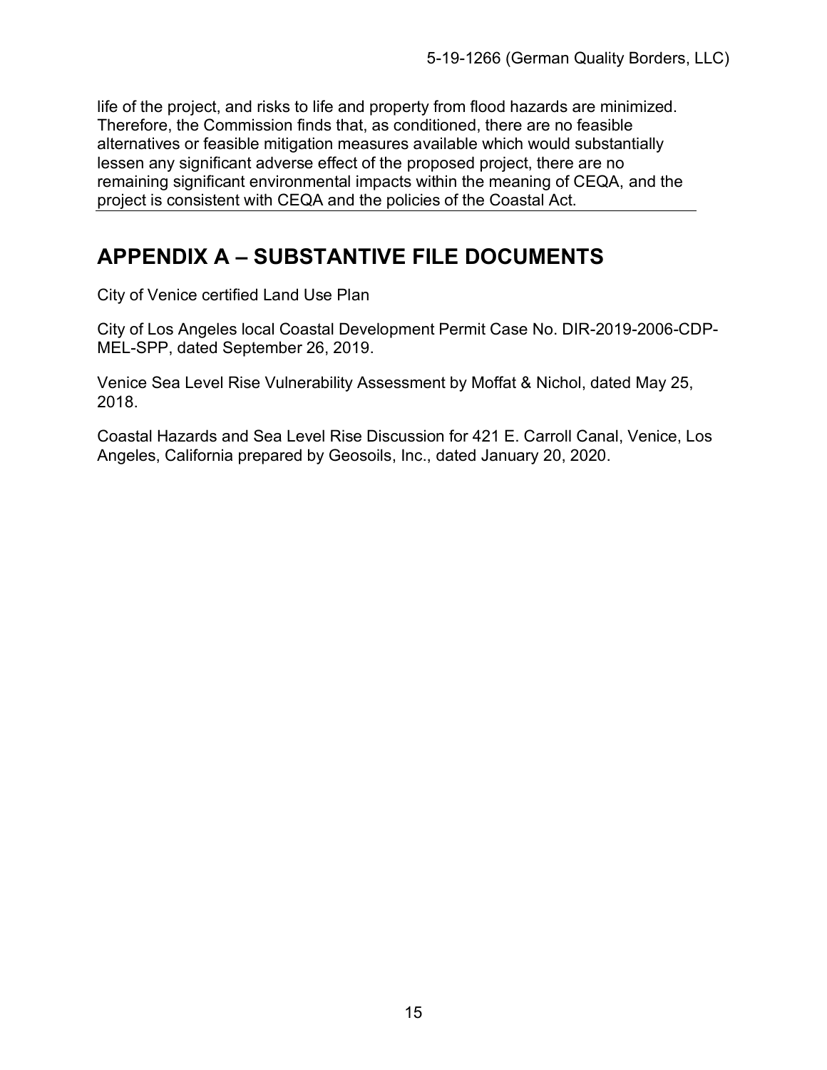life of the project, and risks to life and property from flood hazards are minimized. Therefore, the Commission finds that, as conditioned, there are no feasible alternatives or feasible mitigation measures available which would substantially lessen any significant adverse effect of the proposed project, there are no remaining significant environmental impacts within the meaning of CEQA, and the project is consistent with CEQA and the policies of the Coastal Act.

# APPENDIX A – SUBSTANTIVE FILE DOCUMENTS

City of Venice certified Land Use Plan

City of Los Angeles local Coastal Development Permit Case No. DIR-2019-2006-CDP-MEL-SPP, dated September 26, 2019.

Venice Sea Level Rise Vulnerability Assessment by Moffat & Nichol, dated May 25, 2018.

Coastal Hazards and Sea Level Rise Discussion for 421 E. Carroll Canal, Venice, Los Angeles, California prepared by Geosoils, Inc., dated January 20, 2020.